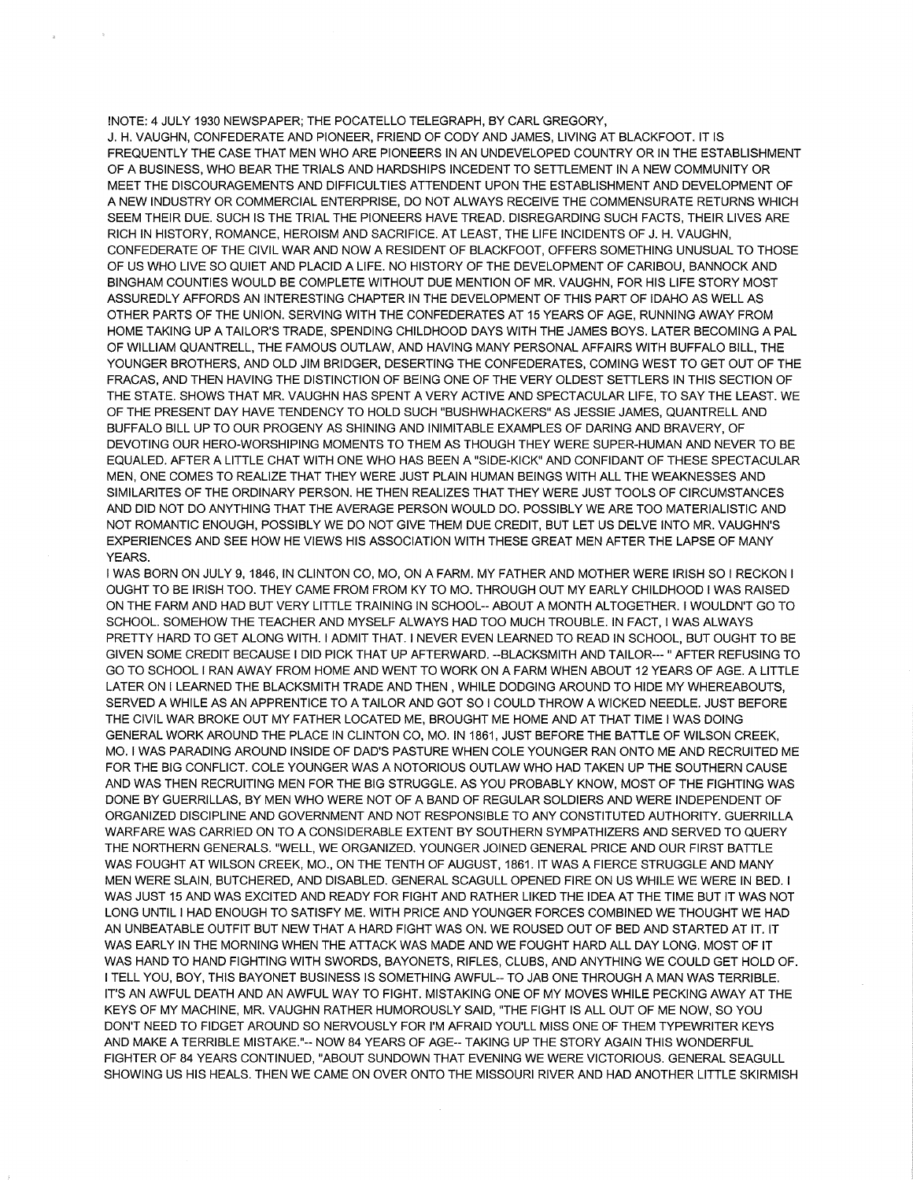!NOTE: 4 JULY 1930 NEWSPAPER; THE POCATELLO TELEGRAPH, BY CARL GREGORY,
J. H. VAUGHN, CONFEDERATE AND PIONEER, FRIEND OF CODY AND JAMES, LIVING AT BLACKFOOT. IT IS FREQUENTLY THE CASE THAT MEN WHO ARE PIONEERS IN AN UNDEVELOPED COUNTRY OR IN THE ESTABLISHMENT OF A BUSINESS, WHO BEAR THE TRIALS AND HARDSHIPS INCEDENT TO SETTLEMENT IN A NEW COMMUNITY OR MEET THE DISCOURAGEMENTS AND DIFFICULTIES ATTENDENT UPON THE ESTABLISHMENT AND DEVELOPMENT OF A NEW INDUSTRY OR COMMERCIAL ENTERPRISE, DO NOT ALWAYS RECEIVE THE COMMENSURATE RETURNS WHICH SEEM THEIR DUE. SUCH IS THE TRIAL THE PIONEERS HAVE TREAD. DISREGARDING SUCH FACTS, THEIR LIVES ARE RICH IN HISTORY, ROMANCE, HEROISM AND SACRIFICE. AT LEAST, THE LIFE INCIDENTS OF J. H. VAUGHN, CONFEDERATE OF THE CIVIL WAR AND NOW A RESIDENT OF BLACKFOOT, OFFERS SOMETHING UNUSUAL TO THOSE OF US WHO LIVE SO QUIET AND PLACID A LIFE. NO HISTORY OF THE DEVELOPMENT OF CARIBOU, BANNOCK AND BINGHAM COUNTIES WOULD BE COMPLETE WITHOUT DUE MENTION OF MR. VAUGHN, FOR HIS LIFE STORY MOST ASSUREDLY AFFORDS AN INTERESTING CHAPTER IN THE DEVELOPMENT OF THIS PART OF IDAHO AS WELL AS OTHER PARTS OF THE UNION. SERVING WITH THE CONFEDERATES AT 15 YEARS OF AGE, RUNNING AWAY FROM HOME TAKING UP A TAILOR'S TRADE, SPENDING CHILDHOOD DAYS WITH THE JAMES BOYS. LATER BECOMING A PAL OF WILLIAM QUANTRELL, THE FAMOUS OUTLAW, AND HAVING MANY PERSONAL AFFAIRS WITH BUFFALO BILL, THE YOUNGER BROTHERS, AND OLD JIM BRIDGER, DESERTING THE CONFEDERATES, COMING WEST TO GET OUT OF THE FRACAS, AND THEN HAVING THE DISTINCTION OF BEING ONE OF THE VERY OLDEST SETTLERS IN THIS SECTION OF THE STATE. SHOWS THAT MR. VAUGHN HAS SPENT A VERY ACTIVE AND SPECTACULAR LIFE, TO SAY THE LEAST. WE OF THE PRESENT DAY HAVE TENDENCY TO HOLD SUCH "BUSHWHACKERS" AS JESSIE JAMES, QUANTRELL AND BUFFALO BILL UP TO OUR PROGENY AS SHINING AND INIMITABLE EXAMPLES OF DARING AND BRAVERY, OF DEVOTING OUR HERO-WORSHIPING MOMENTS TO THEM AS THOUGH THEY WERE SUPER-HUMAN AND NEVER TO BE EQUALED. AFTER A LITTLE CHAT WITH ONE WHO HAS BEEN A "SIDE-KICK" AND CONFIDANT OF THESE SPECTACULAR MEN, ONE COMES TO REALIZE THAT THEY WERE JUST PLAIN HUMAN BEINGS WITH ALL THE WEAKNESSES AND SIMILARITES OF THE ORDINARY PERSON. HE THEN REALIZES THAT THEY WERE JUST TOOLS OF CIRCUMSTANCES AND DID NOT DO ANYTHING THAT THE AVERAGE PERSON WOULD DO. POSSIBLY WE ARE TOO MATERIALISTIC AND NOT ROMANTIC ENOUGH, POSSIBLY WE DO NOT GIVE THEM DUE CREDIT, BUT LET US DELVE INTO MR. VAUGHN'S EXPERIENCES AND SEE HOW HE VIEWS HIS ASSOCIATION WITH THESE GREAT MEN AFTER THE LAPSE OF MANY YEARS.

I WAS BORN ON JULY 9, 1846, IN CLINTON CO, MO, ON A FARM. MY FATHER AND MOTHER WERE IRISH SO I RECKON I OUGHT TO BE IRISH TOO. THEY CAME FROM FROM KY TO MO. THROUGH OUT MY EARLY CHILDHOOD I WAS RAISED ON THE FARM AND HAD BUT VERY LITTLE TRAINING IN SCHOOL-- ABOUT A MONTH ALTOGETHER. I WOULDN'T GO TO SCHOOL. SOMEHOW THE TEACHER AND MYSELF ALWAYS HAD TOO MUCH TROUBLE. IN FACT, I WAS ALWAYS PRETTY HARD TO GET ALONG WITH. I ADMIT THAT. I NEVER EVEN LEARNED TO READ IN SCHOOL, BUT OUGHT TO BE GIVEN SOME CREDIT BECAUSE I DID PICK THAT UP AFTERWARD. --BLACKSMITH AND TAILOR--- " AFTER REFUSING TO GO TO SCHOOL I RAN AWAY FROM HOME AND WENT TO WORK ON A FARM WHEN ABOUT 12 YEARS OF AGE. A LITTLE LATER ON I LEARNED THE BLACKSMITH TRADE AND THEN , WHILE DODGING AROUND TO HIDE MY WHEREABOUTS, SERVED A WHILE AS AN APPRENTICE TO A TAILOR AND GOT SO I COULD THROW A WICKED NEEDLE. JUST BEFORE THE CIVIL WAR BROKE OUT MY FATHER LOCATED ME, BROUGHT ME HOME AND AT THAT TIME I WAS DOING GENERAL WORK AROUND THE PLACE IN CLINTON CO, MO. IN 1861, JUST BEFORE THE BATTLE OF WILSON CREEK, MO. I WAS PARADING AROUND INSIDE OF DAD'S PASTURE WHEN COLE YOUNGER RAN ONTO ME AND RECRUITED ME FOR THE BIG CONFLICT. COLE YOUNGER WAS A NOTORIOUS OUTLAW WHO HAD TAKEN UP THE SOUTHERN CAUSE AND WAS THEN RECRUITING MEN FOR THE BIG STRUGGLE. AS YOU PROBABLY KNOW, MOST OF THE FIGHTING WAS DONE BY GUERRILLAS, BY MEN WHO WERE NOT OF A BAND OF REGULAR SOLDIERS AND WERE INDEPENDENT OF ORGANIZED DISCIPLINE AND GOVERNMENT AND NOT RESPONSIBLE TO ANY CONSTITUTED AUTHORITY. GUERRILLA WARFARE WAS CARRIED ON TO A CONSIDERABLE EXTENT BY SOUTHERN SYMPATHIZERS AND SERVED TO QUERY THE NORTHERN GENERALS. "WELL, WE ORGANIZED. YOUNGER JOINED GENERAL PRICE AND OUR FIRST BATTLE WAS FOUGHT AT WILSON CREEK, MO., ON THE TENTH OF AUGUST, 1861. IT WAS A FIERCE STRUGGLE AND MANY MEN WERE SLAIN, BUTCHERED, AND DISABLED. GENERAL SCAGULL OPENED FIRE ON US WHILE WE WERE IN BED. I WAS JUST 15 AND WAS EXCITED AND READY FOR FIGHT AND RATHER LIKED THE IDEA AT THE TIME BUT IT WAS NOT LONG UNTIL I HAD ENOUGH TO SATISFY ME. WITH PRICE AND YOUNGER FORCES COMBINED WE THOUGHT WE HAD AN UNBEATABLE OUTFIT BUT NEW THAT A HARD FIGHT WAS ON. WE ROUSED OUT OF BED AND STARTED AT IT. IT WAS EARLY IN THE MORNING WHEN THE ATTACK WAS MADE AND WE FOUGHT HARD ALL DAY LONG. MOST OF IT WAS HAND TO HAND FIGHTING WITH SWORDS, BAYONETS, RIFLES, CLUBS, AND ANYTHING WE COULD GET HOLD OF. I TELL YOU, BOY, THIS BAYONET BUSINESS IS SOMETHING AWFUL-- TO JAB ONE THROUGH A MAN WAS TERRIBLE. IT'S AN AWFUL DEATH AND AN AWFUL WAY TO FIGHT. MISTAKING ONE OF MY MOVES WHILE PECKING AWAY AT THE KEYS OF MY MACHINE, MR. VAUGHN RATHER HUMOROUSLY SAID, "THE FIGHT IS ALL OUT OF ME NOW, SO YOU DON'T NEED TO FIDGET AROUND SO NERVOUSLY FOR I'M AFRAID YOU'LL MISS ONE OF THEM TYPEWRITER KEYS AND MAKE A TERRIBLE MISTAKE."-- NOW 84 YEARS OF AGE-- TAKING UP THE STORY AGAIN THIS WONDERFUL FIGHTER OF 84 YEARS CONTINUED, "ABOUT SUNDOWN THAT EVENING WE WERE VICTORIOUS. GENERAL SEAGULL SHOWING US HIS HEALS. THEN WE CAME ON OVER ONTO THE MISSOURI RIVER AND HAD ANOTHER LITTLE SKIRMISH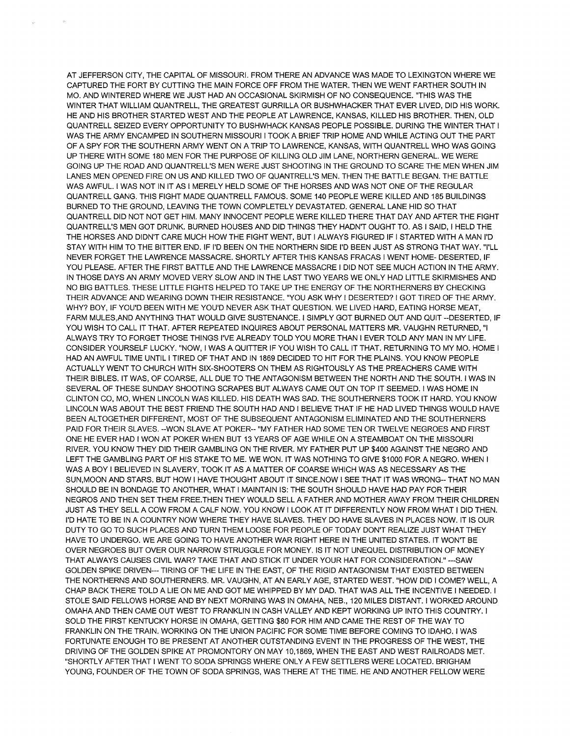AT JEFFERSON CITY, THE CAPITAL OF MISSOURI. FROM THERE AN ADVANCE WAS MADE TO LEXINGTON WHERE WE CAPTURED THE FORT BY CUTTING THE MAIN FORCE OFF FROM THE WATER. THEN WE WENT FARTHER SOUTH IN MO. AND WINTERED WHERE WE JUST HAD AN OCCASIONAL SKIRMISH OF NO CONSEQUENCE. "THIS WAS THE WINTER THAT WILLIAM QUANTRELL, THE GREATEST GURRILLA OR BUSHWHACKER THAT EVER LIVED, DID HIS WORK. HE AND HIS BROTHER STARTED WEST AND THE PEOPLE AT LAWRENCE, KANSAS, KILLED HIS BROTHER. THEN, OLD QUANTRELL SEIZED EVERY OPPORTUNITY TO BUSHWHACK KANSAS PEOPLE POSSIBLE. DURING THE WINTER THAT I WAS THE ARMY ENCAMPED IN SOUTHERN MISSOURI I TOOK A BRIEF TRIP HOME AND WHILE ACTING OUT THE PART OF A SPY FOR THE SOUTHERN ARMY WENT ON A TRIP TO LAWRENCE, KANSAS, WITH QUANTRELL WHO WAS GOING UP THERE WITH SOME 180 MEN FOR THE PURPOSE OF KILLING OLD JIM LANE, NORTHERN GENERAL. WE WERE GOING UP THE ROAD AND QUANTRELL'S MEN WERE JUST SHOOTING IN THE GROUND TO SCARE THE MEN WHEN JIM LANES MEN OPENED FIRE ON US AND KILLED TWO OF QUANTRELL'S MEN. THEN THE BATTLE BEGAN. THE BATTLE WAS AWFUL. I WAS NOT IN IT AS I MERELY HELD SOME OF THE HORSES AND WAS NOT ONE OF THE REGULAR QUANTRELL GANG. THIS FIGHT MADE QUANTRELL FAMOUS. SOME 140 PEOPLE WERE KILLED AND 185 BUILDINGS BURNED TO THE GROUND, LEAVING THE TOWN COMPLETELY DEVASTATED. GENERAL LANE HID SO THAT QUANTRELL DID NOT NOT GET HIM. MANY INNOCENT PEOPLE WERE KILLED THERE THAT DAY AND AFTER THE FIGHT QUANTRELL'S MEN GOT DRUNK. BURNED HOUSES AND DID THINGS THEY HADN'T OUGHT TO. AS I SAID, I HELD THE THE HORSES AND DIDN'T CARE MUCH HOW THE FIGHT WENT, BUT I ALWAYS FIGURED IF I STARTED WITH A MAN I'D STAY WITH HIM TO THE BITTER END. IF I'D BEEN ON THE NORTHERN SIDE I'D BEEN JUST AS STRONG THAT WAY. "I'LL NEVER FORGET THE LAWRENCE MASSACRE. SHORTLY AFTER THIS KANSAS FRACAS I WENT HOME- DESERTED, IF YOU PLEASE. AFTER THE FIRST BATTLE AND THE LAWRENCE MASSACRE I DID NOT SEE MUCH ACTION IN THE ARMY. IN THOSE DAYS AN ARMY MOVED VERY SLOW AND IN THE LAST TWO YEARS WE ONLY HAD LITTLE SKIRMISHES AND NO BIG BATTLES. THESE LITTLE FIGHTS HELPED TO TAKE UP THE ENERGY OF THE NORTHERNERS BY CHECKING THEIR ADVANCE AND WEARING DOWN THEIR RESISTANCE. "YOU ASK WHY I DESERTED? I GOT TIRED OF THE ARMY. WHY? BOY, IF YOU'D BEEN WITH ME YOU'D NEVER ASK THAT QUESTION. WE LIVED HARD, EATING HORSE MEAT, FARM MULES,AND ANYTHING THAT WOULD GIVE SUSTENANCE. I SIMPLY GOT BURNED OUT AND QUIT --DESERTED, IF YOU WISH TO CALL IT THAT. AFTER REPEATED INQUIRES ABOUT PERSONAL MATTERS MR. VAUGHN RETURNED, "I ALWAYS TRY TO FORGET THOSE THINGS I'VE ALREADY TOLD YOU MORE THAN I EVER TOLD ANY MAN IN MY LIFE. CONSIDER YOURSELF LUCKY. "NOW, I WAS A QUITTER IF YOU WISH TO CALL IT THAT. RETURNING TO MY MO. HOME I HAD AN AWFUL TIME UNTIL I TIRED OF THAT AND IN 1869 DECIDED TO HIT FOR THE PLAINS. YOU KNOW PEOPLE ACTUALLY WENT TO CHURCH WITH SIX-SHOOTERS ON THEM AS RIGHTOUSLY AS THE PREACHERS CAME WITH THEIR BIBLES. IT WAS, OF COARSE, ALL DUE TO THE ANTAGONISM BETWEEN THE NORTH AND THE SOUTH. I WAS IN SEVERAL OF THESE SUNDAY SHOOTING SCRAPES BUT ALWAYS CAME OUT ON TOP IT SEEMED. I WAS HOME IN CLINTON CO, MO, WHEN LINCOLN WAS KILLED. HIS DEATH WAS SAD. THE SOUTHERNERS TOOK IT HARD. YOU KNOW LINCOLN WAS ABOUT THE BEST FRIEND THE SOUTH HAD AND I BELIEVE THAT IF HE HAD LIVED THINGS WOULD HAVE BEEN ALTOGETHER DIFFERENT, MOST OF THE SUBSEQUENT ANTAGONISM ELIMINATED AND THE SOUTHERNERS PAID FOR THEIR SLAVES. --WON SLAVE AT POKER-- "MY FATHER HAD SOME TEN OR TWELVE NEGROES AND FIRST ONE HE EVER HAD I WON AT POKER WHEN BUT 13 YEARS OF AGE WHILE ON A STEAMBOAT ON THE MISSOURI RIVER. YOU KNOW THEY DID THEIR GAMBLING ON THE RIVER. MY FATHER PUT UP $400 AGAINST THE NEGRO AND LEFT THE GAMBLING PART OF HIS STAKE TO ME. WE WON. IT WAS NOTHING TO GIVE $1000 FOR A NEGRO. WHEN I WAS A BOY I BELIEVED IN SLAVERY, TOOK IT AS A MATTER OF COARSE WHICH WAS AS NECESSARY AS THE SUN,MOON AND STARS. BUT HOW I HAVE THOUGHT ABOUT IT SINCE.NOW I SEE THAT IT WAS WRONG-- THAT NO MAN SHOULD BE IN BONDAGE TO ANOTHER, WHAT I MAINTAIN IS: THE SOUTH SHOULD HAVE HAD PAY FOR THEIR NEGROS AND THEN SET THEM FREE.THEN THEY WOULD SELL A FATHER AND MOTHER AWAY FROM THEIR CHILDREN JUST AS THEY SELL A COW FROM A CALF NOW. YOU KNOW I LOOK AT IT DIFFERENTLY NOW FROM WHAT I DID THEN. I'D HATE TO BE IN A COUNTRY NOW WHERE THEY HAVE SLAVES. THEY DO HAVE SLAVES IN PLACES NOW. IT IS OUR DUTY TO GO TO SUCH PLACES AND TURN THEM LOOSE FOR PEOPLE OF TODAY DON'T REALIZE JUST WHAT THEY HAVE TO UNDERGO. WE ARE GOING TO HAVE ANOTHER WAR RIGHT HERE IN THE UNITED STATES. IT WON'T BE OVER NEGROES BUT OVER OUR NARROW STRUGGLE FOR MONEY. IS IT NOT UNEQUEL DISTRIBUTION OF MONEY THAT ALWAYS CAUSES CIVIL WAR? TAKE THAT AND STICK IT UNDER YOUR HAT FOR CONSIDERATION." ---SAW GOLDEN SPIKE DRIVEN--- TIRING OF THE LIFE IN THE EAST, OF THE RIGID ANTAGONISM THAT EXISTED BETWEEN THE NORTHERNS AND SOUTHERNERS. MR. VAUGHN, AT AN EARLY AGE, STARTED WEST. "HOW DID I COME? WELL, A CHAP BACK THERE TOLD A LIE ON ME AND GOT ME WHIPPED BY MY DAD. THAT WAS ALL THE INCENTIVE I NEEDED. I STOLE SAID FELLOWS HORSE AND BY NEXT MORNING WAS IN OMAHA, NEB., 120 MILES DISTANT. I WORKED AROUND OMAHA AND THEN CAME OUT WEST TO FRANKLIN IN CASH VALLEY AND KEPT WORKING UP INTO THIS COUNTRY. I SOLD THE FIRST KENTUCKY HORSE IN OMAHA, GETTING $80 FOR HIM AND CAME THE REST OF THE WAY TO FRANKLIN ON THE TRAIN. WORKING ON THE UNION PACIFIC FOR SOME TIME BEFORE COMING TO IDAHO. I WAS FORTUNATE ENOUGH TO BE PRESENT AT ANOTHER OUTSTANDING EVENT IN THE PROGRESS OF THE WEST, THE DRIVING OF THE GOLDEN SPIKE AT PROMONTORY ON MAY 10,1869, WHEN THE EAST AND WEST RAILROADS MET. "SHORTLY AFTER THAT I WENT TO SODA SPRINGS WHERE ONLY A FEW SETTLERS WERE LOCATED. BRIGHAM YOUNG, FOUNDER OF THE TOWN OF SODA SPRINGS, WAS THERE AT THE TIME. HE AND ANOTHER FELLOW WERE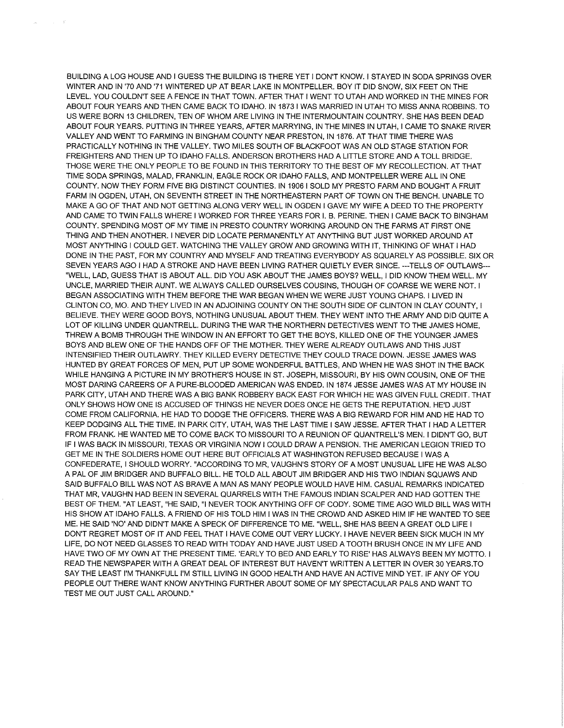BUILDING A LOG HOUSE AND I GUESS THE BUILDING IS THERE YET I DON'T KNOW. I STAYED IN SODA SPRINGS OVER WINTER AND IN '70 AND '71 WINTERED UP AT BEAR LAKE IN MONTPELLER. BOY IT DID SNOW, SIX FEET ON THE LEVEL. YOU COULDN'T SEE A FENCE IN THAT TOWN. AFTER THAT I WENT TO UTAH AND WORKED IN THE MINES FOR ABOUT FOUR YEARS AND THEN CAME BACK TO IDAHO. IN 1873 I WAS MARRIED IN UTAH TO MISS ANNA ROBBINS. TO US WERE BORN 13 CHILDREN, TEN OF WHOM ARE LIVING IN THE INTERMOUNTAIN COUNTRY. SHE HAS BEEN DEAD ABOUT FOUR YEARS. PUTTING IN THREE YEARS, AFTER MARRYING, IN THE MINES IN UTAH, I CAME TO SNAKE RIVER VALLEY AND WENT TO FARMING IN BINGHAM COUNTY NEAR PRESTON, IN 1876. AT THAT TIME THERE WAS PRACTICALLY NOTHING IN THE VALLEY. TWO MILES SOUTH OF BLACKFOOT WAS AN OLD STAGE STATION FOR FREIGHTERS AND THEN UP TO IDAHO FALLS. ANDERSON BROTHERS HAD A LITTLE STORE AND A TOLL BRIDGE. THOSE WERE THE ONLY PEOPLE TO BE FOUND IN THIS TERRITORY TO THE BEST OF MY RECOLLECTION. AT THAT TIME SODA SPRINGS, MALAD, FRANKLIN, EAGLE ROCK OR IDAHO FALLS, AND MONTPELLER WERE ALL IN ONE COUNTY. NOW THEY FORM FIVE BIG DISTINCT COUNTIES. IN 1906 I SOLD MY PRESTO FARM AND BOUGHT A FRUIT FARM IN OGDEN, UTAH, ON SEVENTH STREET IN THE NORTHEASTERN PART OF TOWN ON THE BENCH. UNABLE TO MAKE A GO OF THAT AND NOT GETTING ALONG VERY WELL IN OGDEN I GAVE MY WIFE A DEED TO THE PROPERTY AND CAME TO TWIN FALLS WHERE I WORKED FOR THREE YEARS FOR I. B. PERINE. THEN I CAME BACK TO BINGHAM COUNTY. SPENDING MOST OF MY TIME IN PRESTO COUNTRY WORKING AROUND ON THE FARMS AT FIRST ONE THING AND THEN ANOTHER. I NEVER DID LOCATE PERMANENTLY AT ANYTHING BUT JUST WORKED AROUND AT MOST ANYTHING I COULD GET. WATCHING THE VALLEY GROW AND GROWING WITH IT, THINKING OF WHAT I HAD DONE IN THE PAST, FOR MY COUNTRY AND MYSELF AND TREATING EVERYBODY AS SQUARELY AS POSSIBLE. SIX OR SEVEN YEARS AGO I HAD A STROKE AND HAVE BEEN LIVING RATHER QUIETLY EVER SINCE. ---TELLS OF OUTLAWS--- "WELL, LAD, GUESS THAT IS ABOUT ALL. DID YOU ASK ABOUT THE JAMES BOYS? WELL, I DID KNOW THEM WELL. MY UNCLE, MARRIED THEIR AUNT. WE ALWAYS CALLED OURSELVES COUSINS, THOUGH OF COARSE WE WERE NOT. I BEGAN ASSOCIATING WITH THEM BEFORE THE WAR BEGAN WHEN WE WERE JUST YOUNG CHAPS. I LIVED IN CLINTON CO, MO. AND THEY LIVED IN AN ADJOINING COUNTY ON THE SOUTH SIDE OF CLINTON IN CLAY COUNTY, I BELIEVE. THEY WERE GOOD BOYS, NOTHING UNUSUAL ABOUT THEM. THEY WENT INTO THE ARMY AND DID QUITE A LOT OF KILLING UNDER QUANTRELL. DURING THE WAR THE NORTHERN DETECTIVES WENT TO THE JAMES HOME, THREW A BOMB THROUGH THE WINDOW IN AN EFFORT TO GET THE BOYS, KILLED ONE OF THE YOUNGER JAMES BOYS AND BLEW ONE OF THE HANDS OFF OF THE MOTHER. THEY WERE ALREADY OUTLAWS AND THIS JUST INTENSIFIED THEIR OUTLAWRY. THEY KILLED EVERY DETECTIVE THEY COULD TRACE DOWN. JESSE JAMES WAS HUNTED BY GREAT FORCES OF MEN, PUT UP SOME WONDERFUL BATTLES, AND WHEN HE WAS SHOT IN THE BACK WHILE HANGING A PICTURE IN MY BROTHER'S HOUSE IN ST. JOSEPH, MISSOURI, BY HIS OWN COUSIN, ONE OF THE MOST DARING CAREERS OF A PURE-BLOODED AMERICAN WAS ENDED. IN 1874 JESSE JAMES WAS AT MY HOUSE IN PARK CITY, UTAH AND THERE WAS A BIG BANK ROBBERY BACK EAST FOR WHICH HE WAS GIVEN FULL CREDIT. THAT ONLY SHOWS HOW ONE IS ACCUSED OF THINGS HE NEVER DOES ONCE HE GETS THE REPUTATION. HE'D JUST COME FROM CALIFORNIA. HE HAD TO DODGE THE OFFICERS. THERE WAS A BIG REWARD FOR HIM AND HE HAD TO KEEP DODGING ALL THE TIME. IN PARK CITY, UTAH, WAS THE LAST TIME I SAW JESSE. AFTER THAT I HAD A LETTER FROM FRANK. HE WANTED ME TO COME BACK TO MISSOURI TO A REUNION OF QUANTRELL'S MEN. I DIDN'T GO, BUT IF I WAS BACK IN MISSOURI, TEXAS OR VIRGINIA NOW I COULD DRAW A PENSION. THE AMERICAN LEGION TRIED TO GET ME IN THE SOLDIERS HOME OUT HERE BUT OFFICIALS AT WASHINGTON REFUSED BECAUSE I WAS A CONFEDERATE, I SHOULD WORRY. "ACCORDING TO MR, VAUGHN'S STORY OF A MOST UNUSUAL LIFE HE WAS ALSO A PAL OF JIM BRIDGER AND BUFFALO BILL. HE TOLD ALL ABOUT JIM BRIDGER AND HIS TWO INDIAN SQUAWS AND SAID BUFFALO BILL WAS NOT AS BRAVE A MAN AS MANY PEOPLE WOULD HAVE HIM. CASUAL REMARKS INDICATED THAT MR, VAUGHN HAD BEEN IN SEVERAL QUARRELS WITH THE FAMOUS INDIAN SCALPER AND HAD GOTTEN THE BEST OF THEM. "AT LEAST, "HE SAID, "I NEVER TOOK ANYTHING OFF OF CODY. SOME TIME AGO WILD BILL WAS WITH HIS SHOW AT IDAHO FALLS. A FRIEND OF HIS TOLD HIM I WAS IN THE CROWD AND ASKED HIM IF HE WANTED TO SEE ME. HE SAID 'NO' AND DIDN'T MAKE A SPECK OF DIFFERENCE TO ME. "WELL, SHE HAS BEEN A GREAT OLD LIFE I DON'T REGRET MOST OF IT AND FEEL THAT I HAVE COME OUT VERY LUCKY. I HAVE NEVER BEEN SICK MUCH IN MY LIFE, DO NOT NEED GLASSES TO READ WITH TODAY AND HAVE JUST USED A TOOTH BRUSH ONCE IN MY LIFE AND HAVE TWO OF MY OWN AT THE PRESENT TIME. 'EARLY TO BED AND EARLY TO RISE' HAS ALWAYS BEEN MY MOTTO. I READ THE NEWSPAPER WITH A GREAT DEAL OF INTEREST BUT HAVEN'T WRITTEN A LETTER IN OVER 30 YEARS.TO SAY THE LEAST I'M THANKFULL I'M STILL LIVING IN GOOD HEALTH AND HAVE AN ACTIVE MIND YET. IF ANY OF YOU PEOPLE OUT THERE WANT KNOW ANYTHING FURTHER ABOUT SOME OF MY SPECTACULAR PALS AND WANT TO TEST ME OUT JUST CALL AROUND."